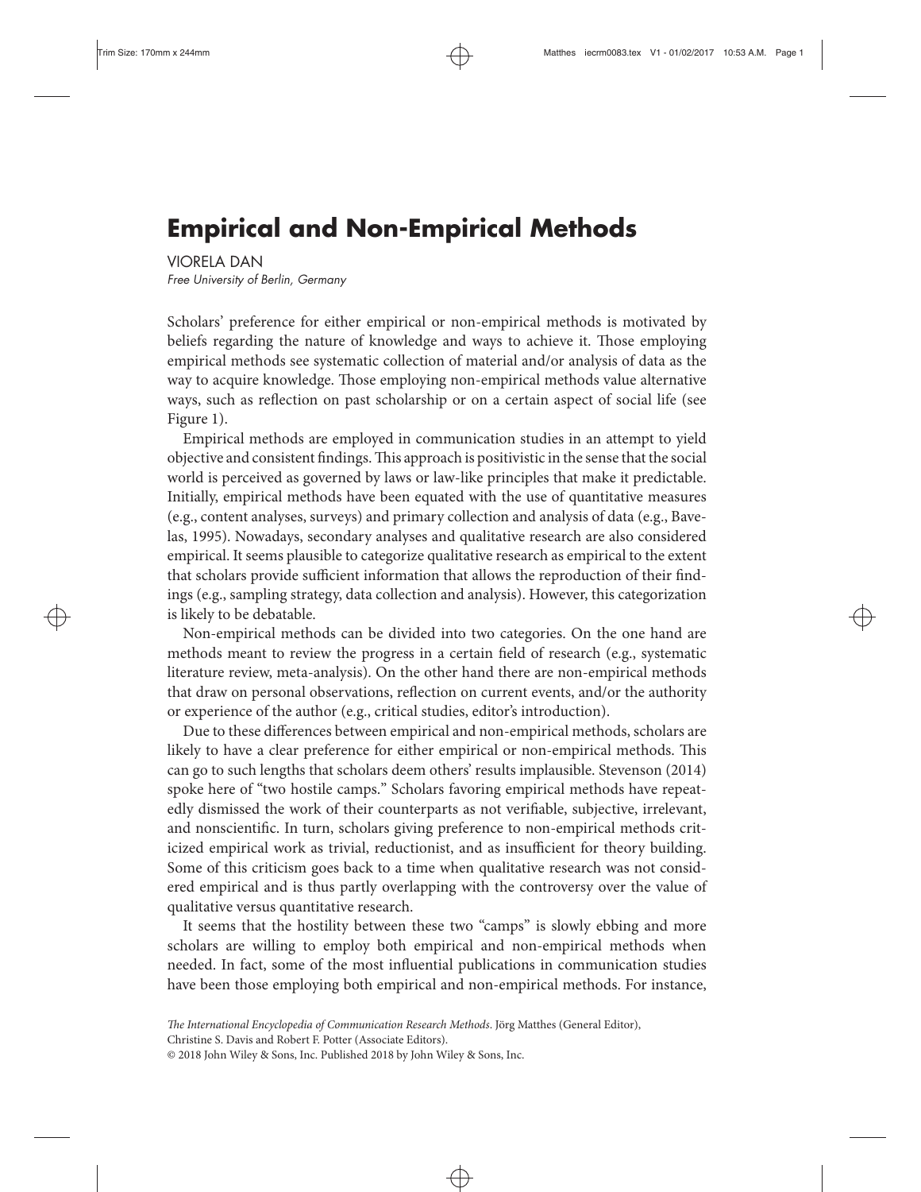# Empirical and Non-Empirical Methods

VIORELA DAN

*Free University of Berlin, Germany*

Scholars' preference for either empirical or non-empirical methods is motivated by beliefs regarding the nature of knowledge and ways to achieve it. Those employing empirical methods see systematic collection of material and/or analysis of data as the way to acquire knowledge. Those employing non-empirical methods value alternative ways, such as reflection on past scholarship or on a certain aspect of social life (see Figure 1).

Empirical methods are employed in communication studies in an attempt to yield objective and consistent findings. This approach is positivistic in the sense that the social world is perceived as governed by laws or law-like principles that make it predictable. Initially, empirical methods have been equated with the use of quantitative measures (e.g., content analyses, surveys) and primary collection and analysis of data (e.g., Bavelas, 1995). Nowadays, secondary analyses and qualitative research are also considered empirical. It seems plausible to categorize qualitative research as empirical to the extent that scholars provide sufficient information that allows the reproduction of their findings (e.g., sampling strategy, data collection and analysis). However, this categorization is likely to be debatable.

Non-empirical methods can be divided into two categories. On the one hand are methods meant to review the progress in a certain field of research (e.g., systematic literature review, meta-analysis). On the other hand there are non-empirical methods that draw on personal observations, reflection on current events, and/or the authority or experience of the author (e.g., critical studies, editor's introduction).

Due to these differences between empirical and non-empirical methods, scholars are likely to have a clear preference for either empirical or non-empirical methods. This can go to such lengths that scholars deem others' results implausible. Stevenson (2014) spoke here of "two hostile camps." Scholars favoring empirical methods have repeatedly dismissed the work of their counterparts as not verifiable, subjective, irrelevant, and nonscientific. In turn, scholars giving preference to non-empirical methods criticized empirical work as trivial, reductionist, and as insufficient for theory building. Some of this criticism goes back to a time when qualitative research was not considered empirical and is thus partly overlapping with the controversy over the value of qualitative versus quantitative research.

It seems that the hostility between these two "camps" is slowly ebbing and more scholars are willing to employ both empirical and non-empirical methods when needed. In fact, some of the most influential publications in communication studies have been those employing both empirical and non-empirical methods. For instance,

*The International Encyclopedia of Communication Research Methods*. Jörg Matthes (General Editor), Christine S. Davis and Robert F. Potter (Associate Editors).
© 2018 John Wiley & Sons, Inc. Published 2018 by John Wiley & Sons, Inc.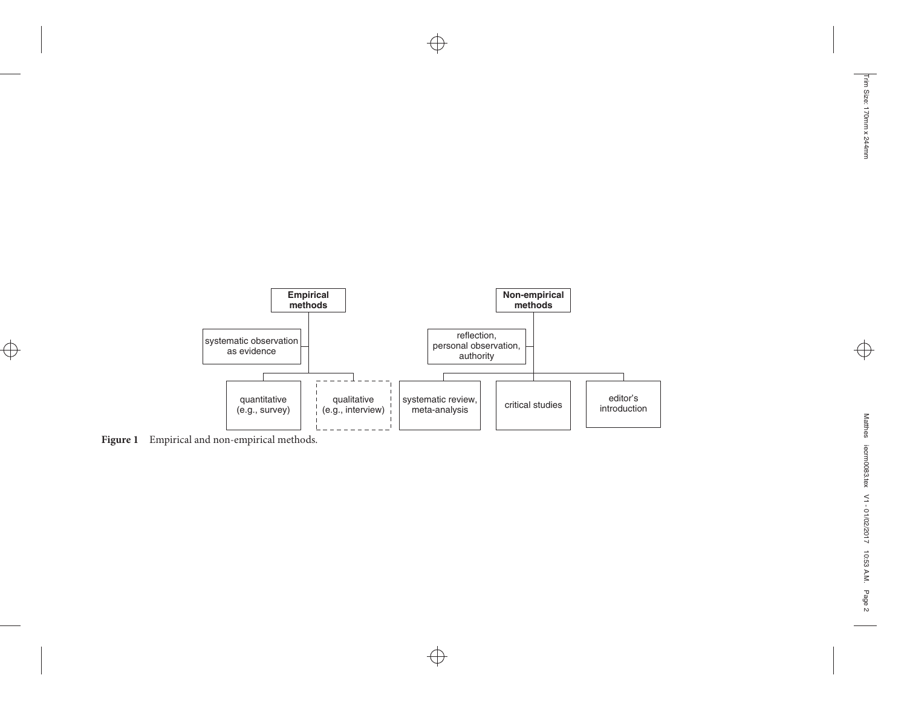- **Empirical methods**
  - systematic observation as evidence
  - quantitative (e.g., survey)
  - qualitative (e.g., interview)
- **Non-empirical methods**
  - reflection, personal observation, authority
  - systematic review, meta-analysis
  - critical studies
  - editor's introduction

**Figure 1** Empirical and non-empirical methods.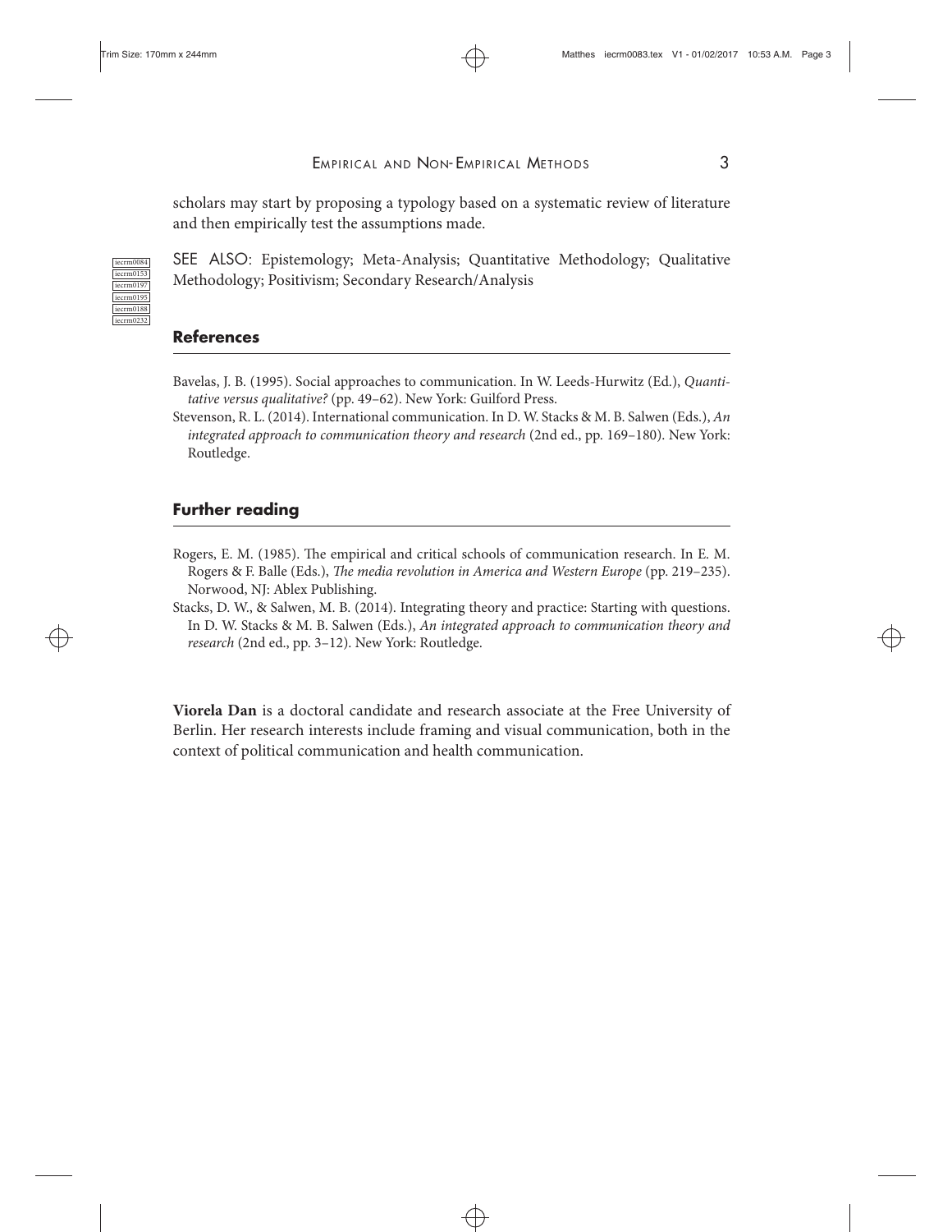scholars may start by proposing a typology based on a systematic review of literature and then empirically test the assumptions made.

SEE ALSO: Epistemology; Meta-Analysis; Quantitative Methodology; Qualitative Methodology; Positivism; Secondary Research/Analysis

## References

Bavelas, J. B. (1995). Social approaches to communication. In W. Leeds-Hurwitz (Ed.), *Quantitative versus qualitative?* (pp. 49–62). New York: Guilford Press.

Stevenson, R. L. (2014). International communication. In D. W. Stacks & M. B. Salwen (Eds.), *An integrated approach to communication theory and research* (2nd ed., pp. 169–180). New York: Routledge.

## Further reading

Rogers, E. M. (1985). The empirical and critical schools of communication research. In E. M. Rogers & F. Balle (Eds.), *The media revolution in America and Western Europe* (pp. 219–235). Norwood, NJ: Ablex Publishing.

Stacks, D. W., & Salwen, M. B. (2014). Integrating theory and practice: Starting with questions. In D. W. Stacks & M. B. Salwen (Eds.), *An integrated approach to communication theory and research* (2nd ed., pp. 3–12). New York: Routledge.

**Viorela Dan** is a doctoral candidate and research associate at the Free University of Berlin. Her research interests include framing and visual communication, both in the context of political communication and health communication.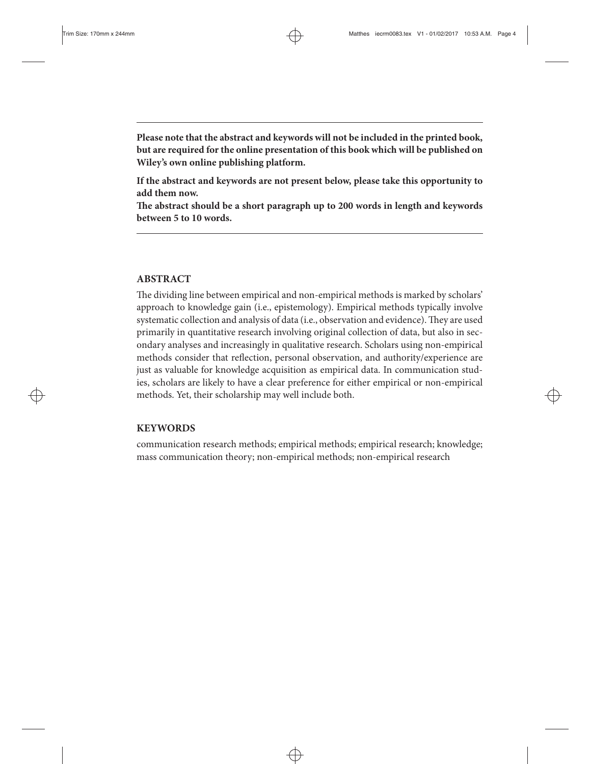**Please note that the abstract and keywords will not be included in the printed book, but are required for the online presentation of this book which will be published on Wiley's own online publishing platform.**

**If the abstract and keywords are not present below, please take this opportunity to add them now.**

**The abstract should be a short paragraph up to 200 words in length and keywords between 5 to 10 words.**

## ABSTRACT

The dividing line between empirical and non-empirical methods is marked by scholars' approach to knowledge gain (i.e., epistemology). Empirical methods typically involve systematic collection and analysis of data (i.e., observation and evidence). They are used primarily in quantitative research involving original collection of data, but also in secondary analyses and increasingly in qualitative research. Scholars using non-empirical methods consider that reflection, personal observation, and authority/experience are just as valuable for knowledge acquisition as empirical data. In communication studies, scholars are likely to have a clear preference for either empirical or non-empirical methods. Yet, their scholarship may well include both.

## KEYWORDS

communication research methods; empirical methods; empirical research; knowledge; mass communication theory; non-empirical methods; non-empirical research